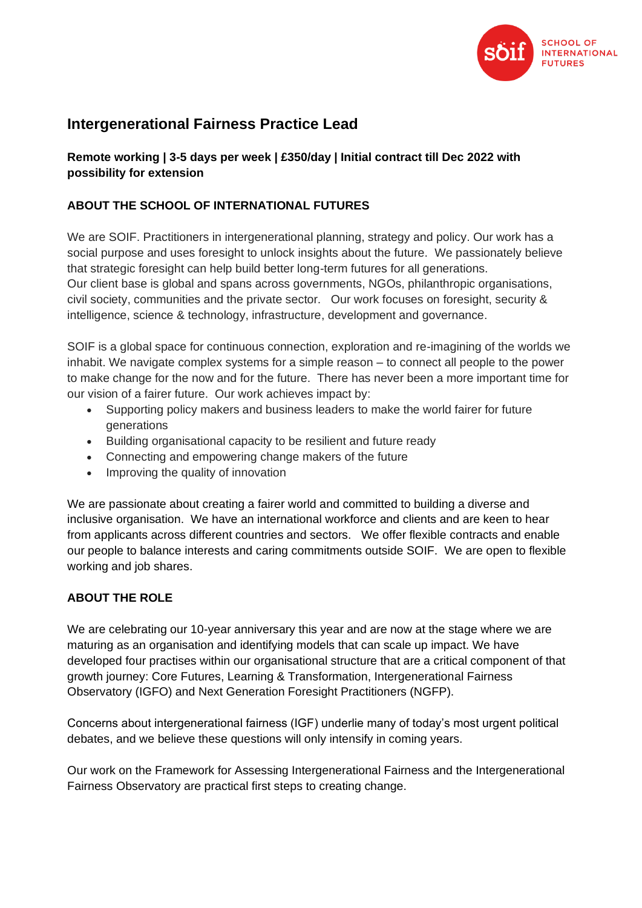# Intergenerational Fairness Practice Lead

**Remote working | 3-5 days per week | £350/day | Initial contract till Dec 2022 with possibility for extension**

## ABOUT THE SCHOOL OF INTERNATIONAL FUTURES

We are SOIF. Practitioners in intergenerational planning, strategy and policy. Our work has a social purpose and uses foresight to unlock insights about the future. We passionately believe that strategic foresight can help build better long-term futures for all generations. Our client base is global and spans across governments, NGOs, philanthropic organisations, civil society, communities and the private sector. Our work focuses on foresight, security & intelligence, science & technology, infrastructure, development and governance.

SOIF is a global space for continuous connection, exploration and re-imagining of the worlds we inhabit. We navigate complex systems for a simple reason – to connect all people to the power to make change for the now and for the future. There has never been a more important time for our vision of a fairer future. Our work achieves impact by:

- Supporting policy makers and business leaders to make the world fairer for future generations
- Building organisational capacity to be resilient and future ready
- Connecting and empowering change makers of the future
- Improving the quality of innovation

We are passionate about creating a fairer world and committed to building a diverse and inclusive organisation. We have an international workforce and clients and are keen to hear from applicants across different countries and sectors. We offer flexible contracts and enable our people to balance interests and caring commitments outside SOIF. We are open to flexible working and job shares.

## ABOUT THE ROLE

We are celebrating our 10-year anniversary this year and are now at the stage where we are maturing as an organisation and identifying models that can scale up impact. We have developed four practises within our organisational structure that are a critical component of that growth journey: Core Futures, Learning & Transformation, Intergenerational Fairness Observatory (IGFO) and Next Generation Foresight Practitioners (NGFP).

Concerns about intergenerational fairness (IGF) underlie many of today's most urgent political debates, and we believe these questions will only intensify in coming years.

Our work on the Framework for Assessing Intergenerational Fairness and the Intergenerational Fairness Observatory are practical first steps to creating change.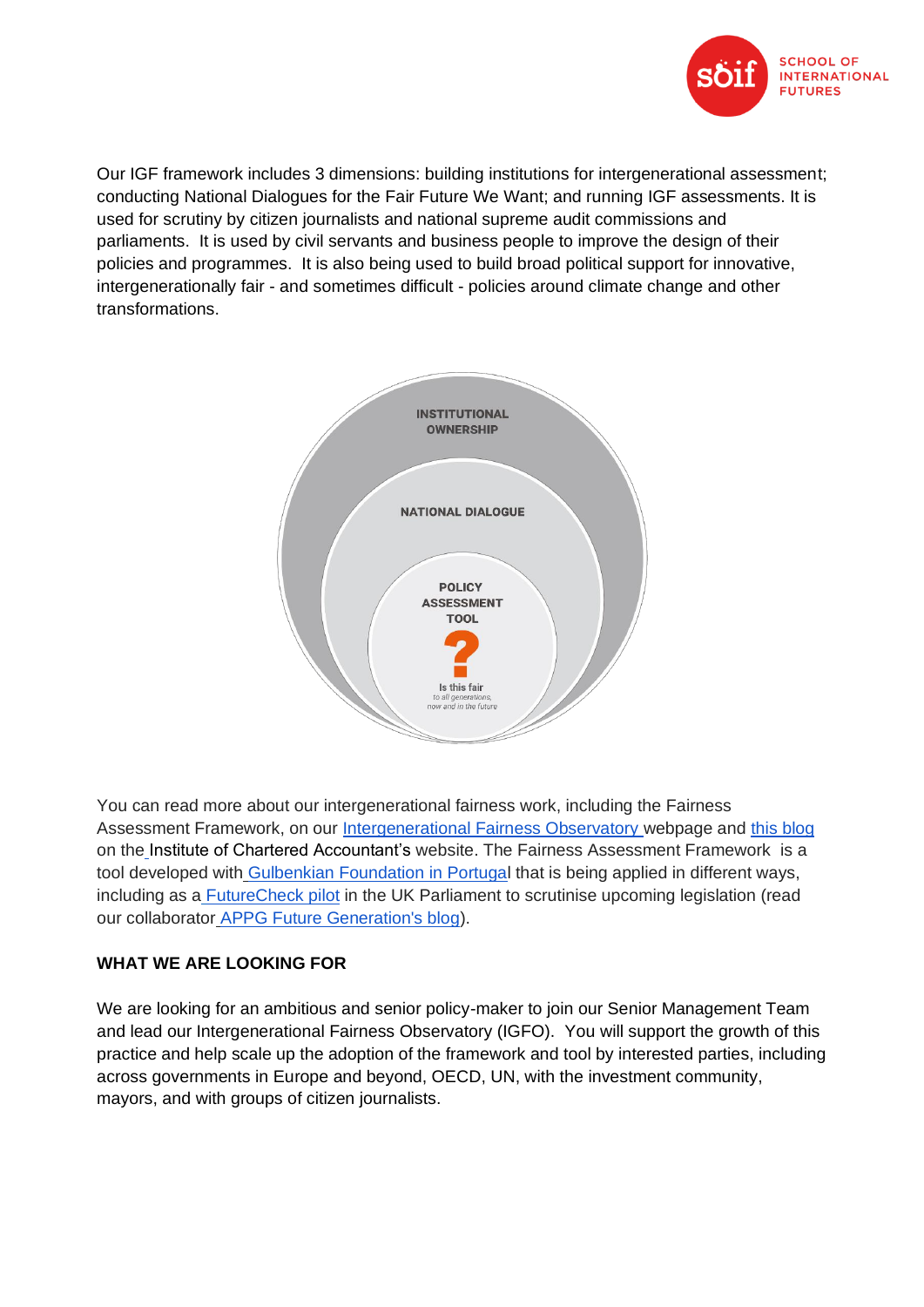Our IGF framework includes 3 dimensions: building institutions for intergenerational assessment; conducting National Dialogues for the Fair Future We Want; and running IGF assessments. It is used for scrutiny by citizen journalists and national supreme audit commissions and parliaments. It is used by civil servants and business people to improve the design of their policies and programmes. It is also being used to build broad political support for innovative, intergenerationally fair - and sometimes difficult - policies around climate change and other transformations.

You can read more about our intergenerational fairness work, including the Fairness Assessment Framework, on our Intergenerational Fairness Observatory webpage and this blog on the Institute of Chartered Accountant's website. The Fairness Assessment Framework is a tool developed with Gulbenkian Foundation in Portugal that is being applied in different ways, including as a FutureCheck pilot in the UK Parliament to scrutinise upcoming legislation (read our collaborator APPG Future Generation's blog).

**WHAT WE ARE LOOKING FOR**

We are looking for an ambitious and senior policy-maker to join our Senior Management Team and lead our Intergenerational Fairness Observatory (IGFO). You will support the growth of this practice and help scale up the adoption of the framework and tool by interested parties, including across governments in Europe and beyond, OECD, UN, with the investment community, mayors, and with groups of citizen journalists.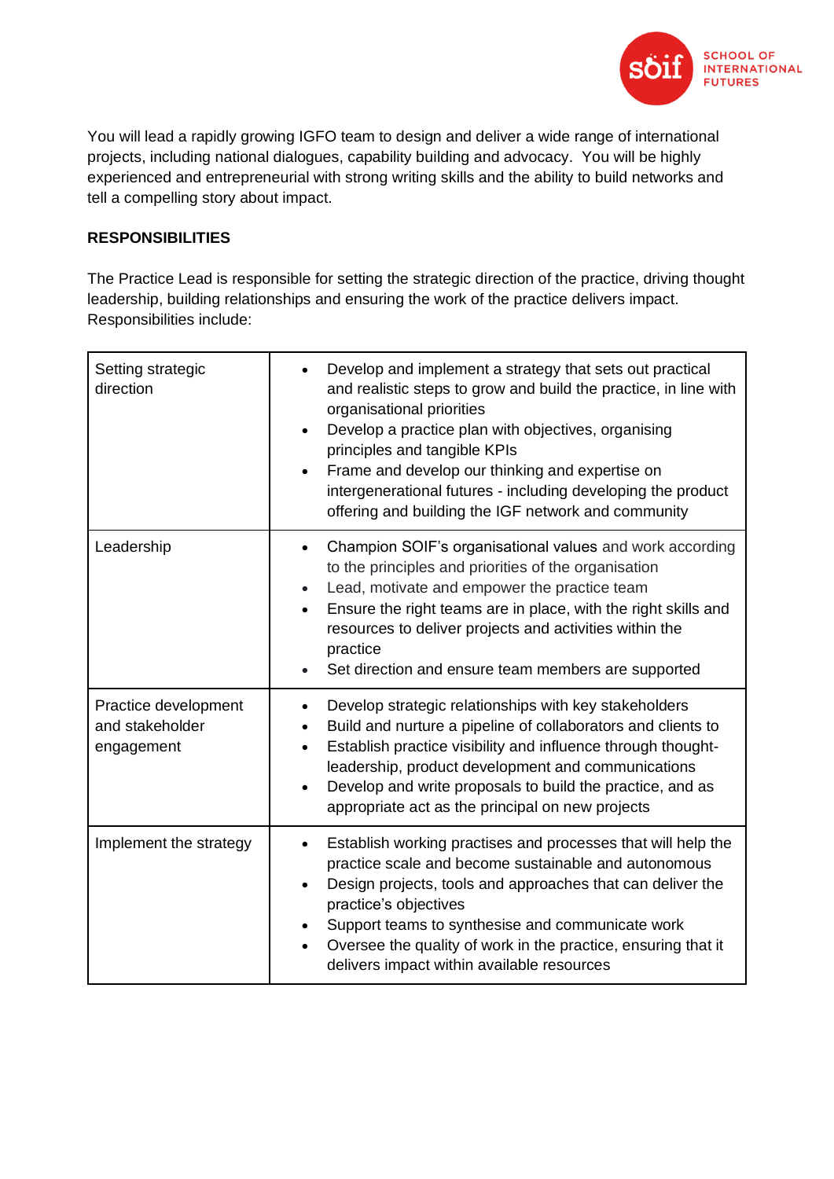You will lead a rapidly growing IGFO team to design and deliver a wide range of international projects, including national dialogues, capability building and advocacy. You will be highly experienced and entrepreneurial with strong writing skills and the ability to build networks and tell a compelling story about impact.

**RESPONSIBILITIES**

The Practice Lead is responsible for setting the strategic direction of the practice, driving thought leadership, building relationships and ensuring the work of the practice delivers impact. Responsibilities include:

| | |
|---|---|
| Setting strategic direction | • Develop and implement a strategy that sets out practical and realistic steps to grow and build the practice, in line with organisational priorities<br>• Develop a practice plan with objectives, organising principles and tangible KPIs<br>• Frame and develop our thinking and expertise on intergenerational futures - including developing the product offering and building the IGF network and community |
| Leadership | • Champion SOIF's organisational values and work according to the principles and priorities of the organisation<br>• Lead, motivate and empower the practice team<br>• Ensure the right teams are in place, with the right skills and resources to deliver projects and activities within the practice<br>• Set direction and ensure team members are supported |
| Practice development and stakeholder engagement | • Develop strategic relationships with key stakeholders<br>• Build and nurture a pipeline of collaborators and clients to<br>• Establish practice visibility and influence through thought-leadership, product development and communications<br>• Develop and write proposals to build the practice, and as appropriate act as the principal on new projects |
| Implement the strategy | • Establish working practises and processes that will help the practice scale and become sustainable and autonomous<br>• Design projects, tools and approaches that can deliver the practice's objectives<br>• Support teams to synthesise and communicate work<br>• Oversee the quality of work in the practice, ensuring that it delivers impact within available resources |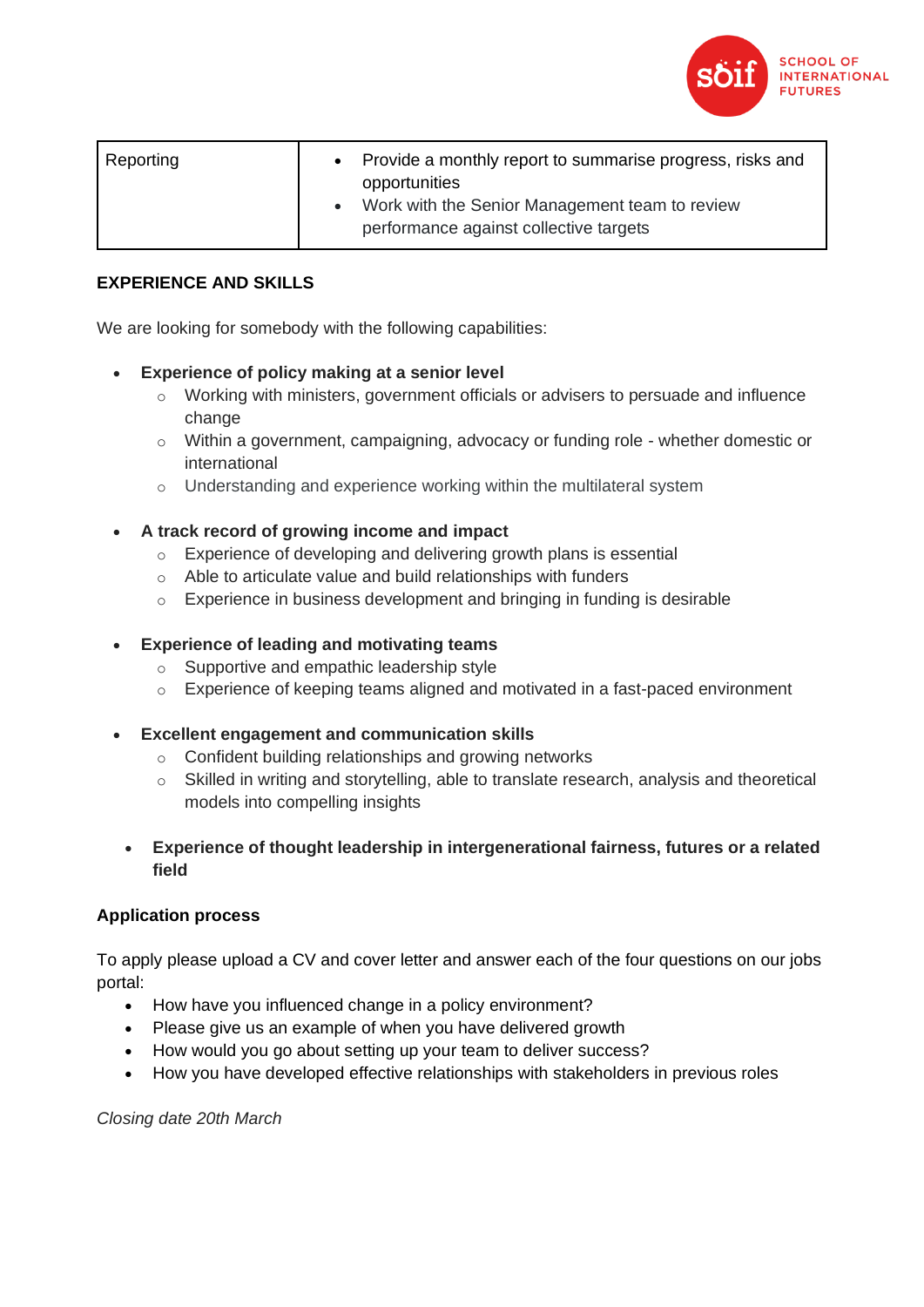| | |
|---|---|
| Reporting | • Provide a monthly report to summarise progress, risks and opportunities<br>• Work with the Senior Management team to review performance against collective targets |

**EXPERIENCE AND SKILLS**

We are looking for somebody with the following capabilities:

- **Experience of policy making at a senior level**
  - Working with ministers, government officials or advisers to persuade and influence change
  - Within a government, campaigning, advocacy or funding role - whether domestic or international
  - Understanding and experience working within the multilateral system

- **A track record of growing income and impact**
  - Experience of developing and delivering growth plans is essential
  - Able to articulate value and build relationships with funders
  - Experience in business development and bringing in funding is desirable

- **Experience of leading and motivating teams**
  - Supportive and empathic leadership style
  - Experience of keeping teams aligned and motivated in a fast-paced environment

- **Excellent engagement and communication skills**
  - Confident building relationships and growing networks
  - Skilled in writing and storytelling, able to translate research, analysis and theoretical models into compelling insights

- **Experience of thought leadership in intergenerational fairness, futures or a related field**

**Application process**

To apply please upload a CV and cover letter and answer each of the four questions on our jobs portal:

- How have you influenced change in a policy environment?
- Please give us an example of when you have delivered growth
- How would you go about setting up your team to deliver success?
- How you have developed effective relationships with stakeholders in previous roles

*Closing date 20th March*